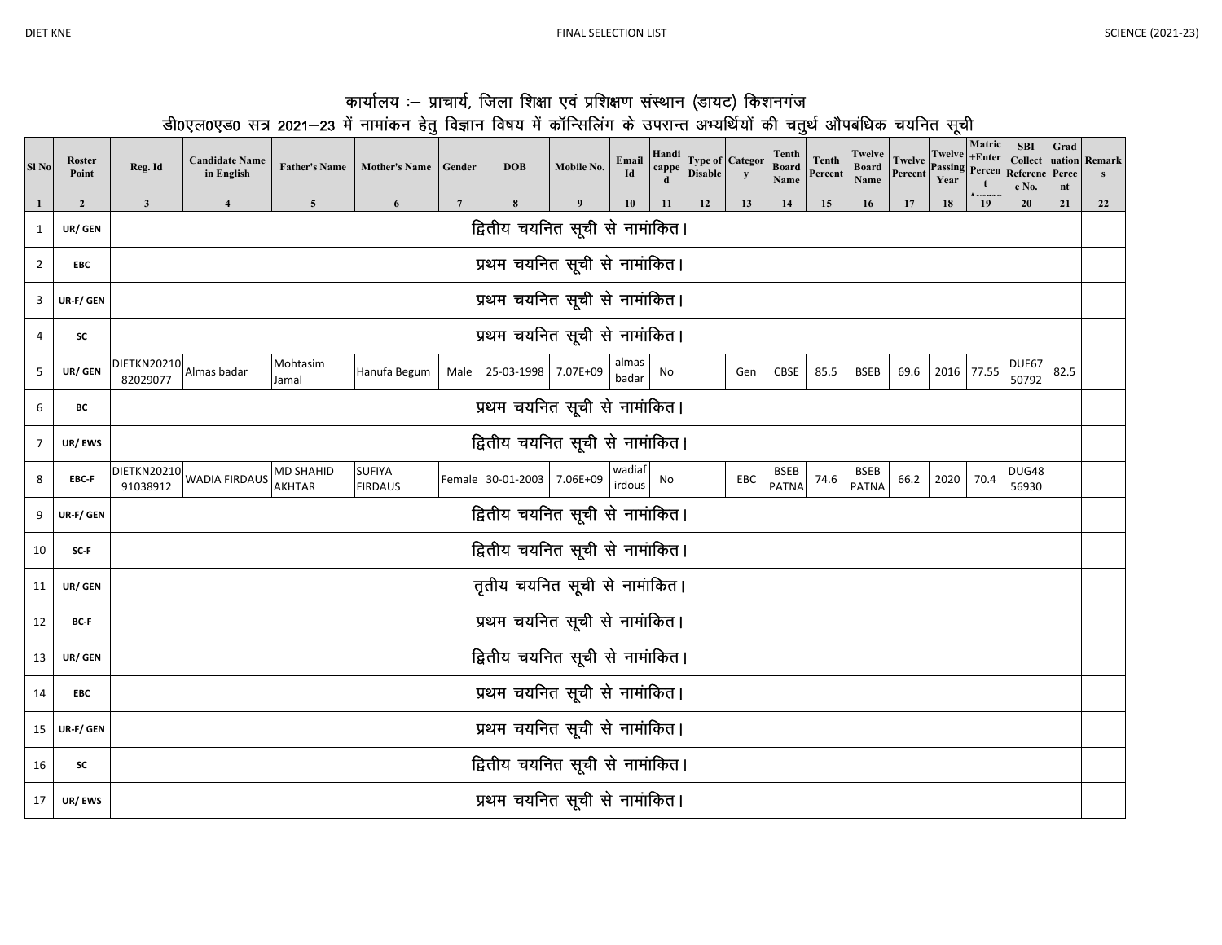# कार्यालय :– प्राचार्य, जिला शिक्षा एवं प्रशिक्षण संस्थान (डायट) किशनगंज

## डी0एल0एड0 सत्र 2021–23 में नामांकन हेतु विज्ञान विषय में कॉन्सिलिंग के उपरान्त अभ्यर्थियों की चतुर्थ औपबंधिक चयनित सूची

| Sl No | Roster Point | Reg. Id | Candidate Name in English | Father's Name | Mother's Name | Gender | DOB | Mobile No. | Email Id | Handicapped | Type of Disable | Category | Tenth Board Name | Tenth Percent | Twelve Board Name | Twelve Percent | Twelve Passing Year | Matric+Enter Percent Average | SBI Collect Reference No. | Graduation Percent | Remarks |
|---|---|---|---|---|---|---|---|---|---|---|---|---|---|---|---|---|---|---|---|---|---|
| 1 | 2 | 3 | 4 | 5 | 6 | 7 | 8 | 9 | 10 | 11 | 12 | 13 | 14 | 15 | 16 | 17 | 18 | 19 | 20 | 21 | 22 |
| 1 | UR/ GEN | द्वितीय चयनित सूची से नामांकित। | | | | | | | | | | | | | | | | | | | |
| 2 | EBC | प्रथम चयनित सूची से नामांकित। | | | | | | | | | | | | | | | | | | | |
| 3 | UR-F/ GEN | प्रथम चयनित सूची से नामांकित। | | | | | | | | | | | | | | | | | | | |
| 4 | SC | प्रथम चयनित सूची से नामांकित। | | | | | | | | | | | | | | | | | | | |
| 5 | UR/ GEN | DIETKN2021082029077 | Almas badar | Mohtasim Jamal | Hanufa Begum | Male | 25-03-1998 | 7.07E+09 | almas badar | No | | Gen | CBSE | 85.5 | BSEB | 69.6 | 2016 | 77.55 | DUF6750792 | 82.5 | |
| 6 | BC | प्रथम चयनित सूची से नामांकित। | | | | | | | | | | | | | | | | | | | |
| 7 | UR/ EWS | द्वितीय चयनित सूची से नामांकित। | | | | | | | | | | | | | | | | | | | |
| 8 | EBC-F | DIETKN2021091038912 | WADIA FIRDAUS | MD SHAHID AKHTAR | SUFIYA FIRDAUS | Female | 30-01-2003 | 7.06E+09 | wadiafirdous | No | | EBC | BSEB PATNA | 74.6 | BSEB PATNA | 66.2 | 2020 | 70.4 | DUG4856930 | | |
| 9 | UR-F/ GEN | द्वितीय चयनित सूची से नामांकित। | | | | | | | | | | | | | | | | | | | |
| 10 | SC-F | द्वितीय चयनित सूची से नामांकित। | | | | | | | | | | | | | | | | | | | |
| 11 | UR/ GEN | तृतीय चयनित सूची से नामांकित। | | | | | | | | | | | | | | | | | | | |
| 12 | BC-F | प्रथम चयनित सूची से नामांकित। | | | | | | | | | | | | | | | | | | | |
| 13 | UR/ GEN | द्वितीय चयनित सूची से नामांकित। | | | | | | | | | | | | | | | | | | | |
| 14 | EBC | प्रथम चयनित सूची से नामांकित। | | | | | | | | | | | | | | | | | | | |
| 15 | UR-F/ GEN | प्रथम चयनित सूची से नामांकित। | | | | | | | | | | | | | | | | | | | |
| 16 | SC | द्वितीय चयनित सूची से नामांकित। | | | | | | | | | | | | | | | | | | | |
| 17 | UR/ EWS | प्रथम चयनित सूची से नामांकित। | | | | | | | | | | | | | | | | | | | |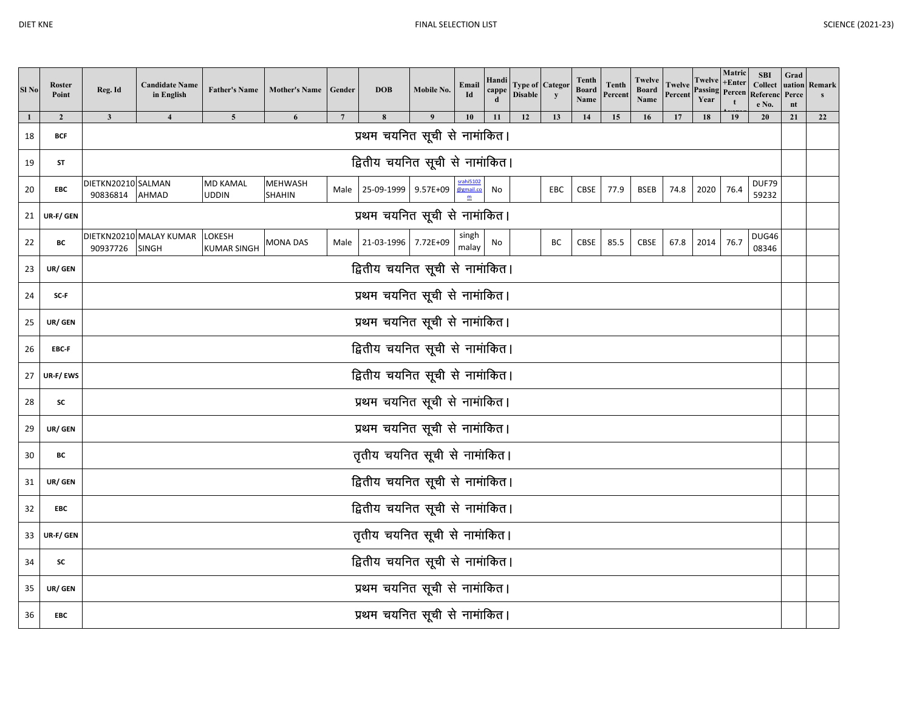| Sl No | Roster Point | Reg. Id | Candidate Name in English | Father's Name | Mother's Name | Gender | DOB | Mobile No. | Email Id | Handicapped | Type of Disable | Category | Tenth Board Name | Tenth Percent | Twelve Board Name | Twelve Percent | Twelve Passing Year | Matric+Enter Percent | SBI Collect Reference No. | Graduation Percent | Remarks |
|---|---|---|---|---|---|---|---|---|---|---|---|---|---|---|---|---|---|---|---|---|---|
| 1 | 2 | 3 | 4 | 5 | 6 | 7 | 8 | 9 | 10 | 11 | 12 | 13 | 14 | 15 | 16 | 17 | 18 | 19 | 20 | 21 | 22 |
| 18 | BCF | प्रथम चयनित सूची से नामांकित। | | | | | | | | | | | | | | | | | | | |
| 19 | ST | द्वितीय चयनित सूची से नामांकित। | | | | | | | | | | | | | | | | | | | |
| 20 | EBC | DIETKN20210 90836814 | SALMAN AHMAD | MD KAMAL UDDIN | MEHWASH SHAHIN | Male | 25-09-1999 | 9.57E+09 | srahi5102 @gmail.com | No | | EBC | CBSE | 77.9 | BSEB | 74.8 | 2020 | 76.4 | DUF79 59232 | | |
| 21 | UR-F/ GEN | प्रथम चयनित सूची से नामांकित। | | | | | | | | | | | | | | | | | | | |
| 22 | BC | DIETKN20210 90937726 | MALAY KUMAR SINGH | LOKESH KUMAR SINGH | MONA DAS | Male | 21-03-1996 | 7.72E+09 | singh malay | No | | BC | CBSE | 85.5 | CBSE | 67.8 | 2014 | 76.7 | DUG46 08346 | | |
| 23 | UR/ GEN | द्वितीय चयनित सूची से नामांकित। | | | | | | | | | | | | | | | | | | | |
| 24 | SC-F | प्रथम चयनित सूची से नामांकित। | | | | | | | | | | | | | | | | | | | |
| 25 | UR/ GEN | प्रथम चयनित सूची से नामांकित। | | | | | | | | | | | | | | | | | | | |
| 26 | EBC-F | द्वितीय चयनित सूची से नामांकित। | | | | | | | | | | | | | | | | | | | |
| 27 | UR-F/ EWS | द्वितीय चयनित सूची से नामांकित। | | | | | | | | | | | | | | | | | | | |
| 28 | SC | प्रथम चयनित सूची से नामांकित। | | | | | | | | | | | | | | | | | | | |
| 29 | UR/ GEN | प्रथम चयनित सूची से नामांकित। | | | | | | | | | | | | | | | | | | | |
| 30 | BC | तृतीय चयनित सूची से नामांकित। | | | | | | | | | | | | | | | | | | | |
| 31 | UR/ GEN | द्वितीय चयनित सूची से नामांकित। | | | | | | | | | | | | | | | | | | | |
| 32 | EBC | द्वितीय चयनित सूची से नामांकित। | | | | | | | | | | | | | | | | | | | |
| 33 | UR-F/ GEN | तृतीय चयनित सूची से नामांकित। | | | | | | | | | | | | | | | | | | | |
| 34 | SC | द्वितीय चयनित सूची से नामांकित। | | | | | | | | | | | | | | | | | | | |
| 35 | UR/ GEN | प्रथम चयनित सूची से नामांकित। | | | | | | | | | | | | | | | | | | | |
| 36 | EBC | प्रथम चयनित सूची से नामांकित। | | | | | | | | | | | | | | | | | | | |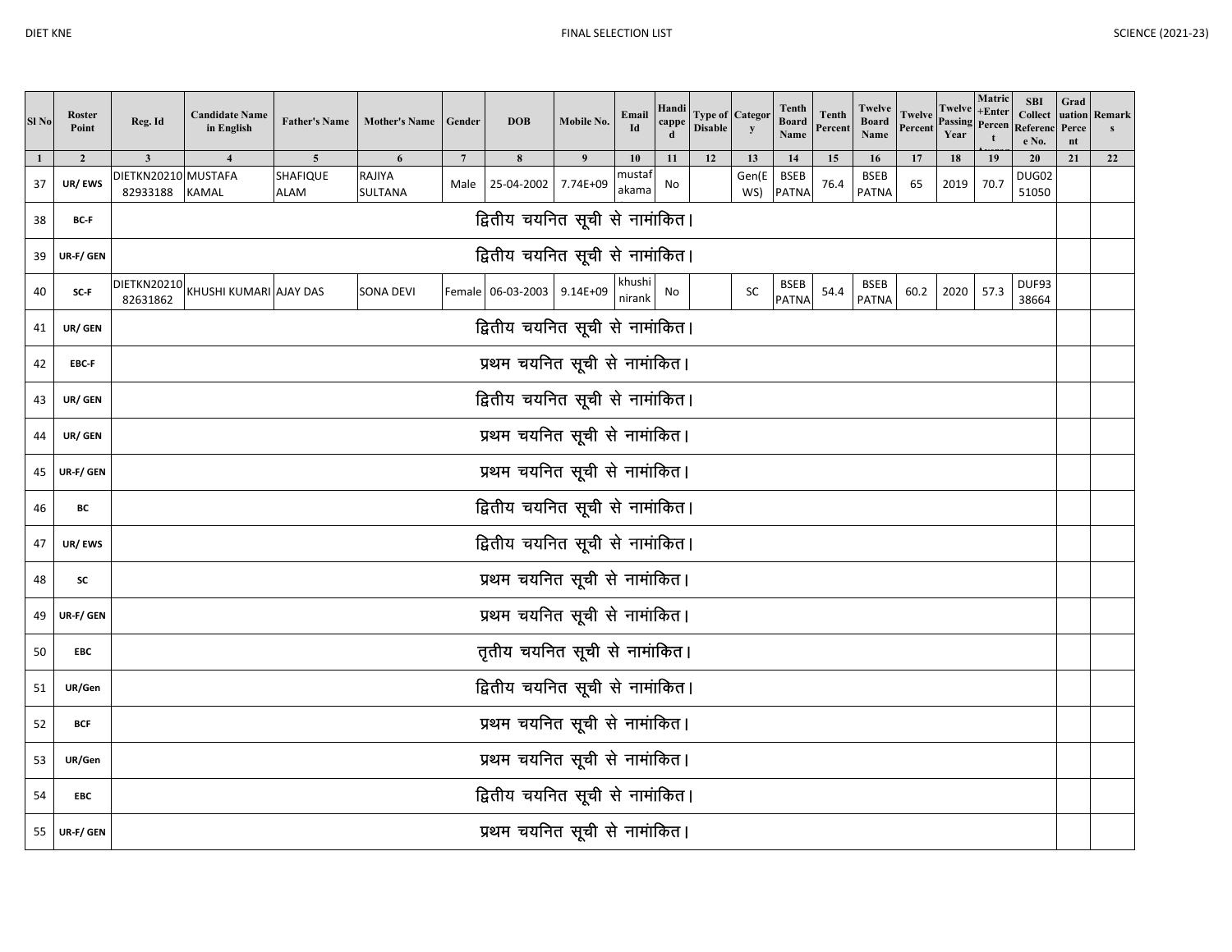| Sl No | Roster Point | Reg. Id | Candidate Name in English | Father's Name | Mother's Name | Gender | DOB | Mobile No. | Email Id | Handicapped | Type of Disable | Category | Tenth Board Name | Tenth Percent | Twelve Board Name | Twelve Percent | Twelve Passing Year | Matric +Enter Percent | SBI Collect Reference No. | Graduation Percent | Remarks |
|---|---|---|---|---|---|---|---|---|---|---|---|---|---|---|---|---|---|---|---|---|---|
| 1 | 2 | 3 | 4 | 5 | 6 | 7 | 8 | 9 | 10 | 11 | 12 | 13 | 14 | 15 | 16 | 17 | 18 | 19 | 20 | 21 | 22 |
| 37 | UR/ EWS | DIETKN2021082933188 | MUSTAFA KAMAL | SHAFIQUE ALAM | RAJIYA SULTANA | Male | 25-04-2002 | 7.74E+09 | mustafakama | No | | Gen(EWS) | BSEB PATNA | 76.4 | BSEB PATNA | 65 | 2019 | 70.7 | DUG0251050 | | |
| 38 | BC-F | द्वितीय चयनित सूची से नामांकित। | | | | | | | | | | | | | | | | | | | |
| 39 | UR-F/ GEN | द्वितीय चयनित सूची से नामांकित। | | | | | | | | | | | | | | | | | | | |
| 40 | SC-F | DIETKN2021082631862 | KHUSHI KUMARI | AJAY DAS | SONA DEVI | Female | 06-03-2003 | 9.14E+09 | khushinirank | No | | SC | BSEB PATNA | 54.4 | BSEB PATNA | 60.2 | 2020 | 57.3 | DUF9338664 | | |
| 41 | UR/ GEN | द्वितीय चयनित सूची से नामांकित। | | | | | | | | | | | | | | | | | | | |
| 42 | EBC-F | प्रथम चयनित सूची से नामांकित। | | | | | | | | | | | | | | | | | | | |
| 43 | UR/ GEN | द्वितीय चयनित सूची से नामांकित। | | | | | | | | | | | | | | | | | | | |
| 44 | UR/ GEN | प्रथम चयनित सूची से नामांकित। | | | | | | | | | | | | | | | | | | | |
| 45 | UR-F/ GEN | प्रथम चयनित सूची से नामांकित। | | | | | | | | | | | | | | | | | | | |
| 46 | BC | द्वितीय चयनित सूची से नामांकित। | | | | | | | | | | | | | | | | | | | |
| 47 | UR/ EWS | द्वितीय चयनित सूची से नामांकित। | | | | | | | | | | | | | | | | | | | |
| 48 | SC | प्रथम चयनित सूची से नामांकित। | | | | | | | | | | | | | | | | | | | |
| 49 | UR-F/ GEN | प्रथम चयनित सूची से नामांकित। | | | | | | | | | | | | | | | | | | | |
| 50 | EBC | तृतीय चयनित सूची से नामांकित। | | | | | | | | | | | | | | | | | | | |
| 51 | UR/Gen | द्वितीय चयनित सूची से नामांकित। | | | | | | | | | | | | | | | | | | | |
| 52 | BCF | प्रथम चयनित सूची से नामांकित। | | | | | | | | | | | | | | | | | | | |
| 53 | UR/Gen | प्रथम चयनित सूची से नामांकित। | | | | | | | | | | | | | | | | | | | |
| 54 | EBC | द्वितीय चयनित सूची से नामांकित। | | | | | | | | | | | | | | | | | | | |
| 55 | UR-F/ GEN | प्रथम चयनित सूची से नामांकित। | | | | | | | | | | | | | | | | | | | |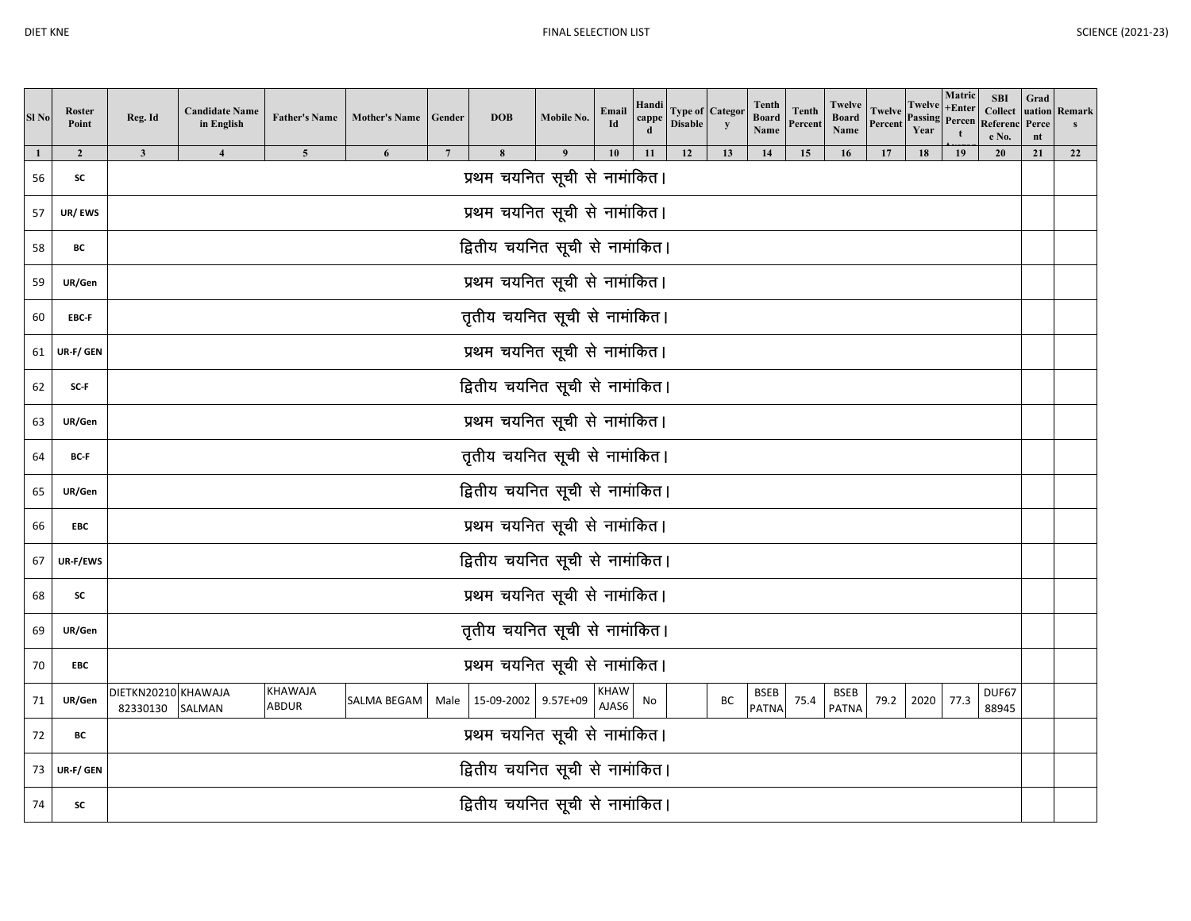| Sl No | Roster Point | Reg. Id | Candidate Name in English | Father's Name | Mother's Name | Gender | DOB | Mobile No. | Email Id | Handicapped | Type of Disable | Category | Tenth Board Name | Tenth Percent | Twelve Board Name | Twelve Percent | Twelve Passing Year | Matric +Enter Percent | SBI Collect Reference No. | Graduation Percent | Remarks |
|---|---|---|---|---|---|---|---|---|---|---|---|---|---|---|---|---|---|---|---|---|---|
| 1 | 2 | 3 | 4 | 5 | 6 | 7 | 8 | 9 | 10 | 11 | 12 | 13 | 14 | 15 | 16 | 17 | 18 | 19 | 20 | 21 | 22 |
| 56 | SC | प्रथम चयनित सूची से नामांकित। | | | | | | | | | | | | | | | | | | | |
| 57 | UR/ EWS | प्रथम चयनित सूची से नामांकित। | | | | | | | | | | | | | | | | | | | |
| 58 | BC | द्वितीय चयनित सूची से नामांकित। | | | | | | | | | | | | | | | | | | | |
| 59 | UR/Gen | प्रथम चयनित सूची से नामांकित। | | | | | | | | | | | | | | | | | | | |
| 60 | EBC-F | तृतीय चयनित सूची से नामांकित। | | | | | | | | | | | | | | | | | | | |
| 61 | UR-F/ GEN | प्रथम चयनित सूची से नामांकित। | | | | | | | | | | | | | | | | | | | |
| 62 | SC-F | द्वितीय चयनित सूची से नामांकित। | | | | | | | | | | | | | | | | | | | |
| 63 | UR/Gen | प्रथम चयनित सूची से नामांकित। | | | | | | | | | | | | | | | | | | | |
| 64 | BC-F | तृतीय चयनित सूची से नामांकित। | | | | | | | | | | | | | | | | | | | |
| 65 | UR/Gen | द्वितीय चयनित सूची से नामांकित। | | | | | | | | | | | | | | | | | | | |
| 66 | EBC | प्रथम चयनित सूची से नामांकित। | | | | | | | | | | | | | | | | | | | |
| 67 | UR-F/EWS | द्वितीय चयनित सूची से नामांकित। | | | | | | | | | | | | | | | | | | | |
| 68 | SC | प्रथम चयनित सूची से नामांकित। | | | | | | | | | | | | | | | | | | | |
| 69 | UR/Gen | तृतीय चयनित सूची से नामांकित। | | | | | | | | | | | | | | | | | | | |
| 70 | EBC | प्रथम चयनित सूची से नामांकित। | | | | | | | | | | | | | | | | | | | |
| 71 | UR/Gen | DIETKN2021082330130 | KHAWAJA SALMAN | KHAWAJA ABDUR | SALMA BEGAM | Male | 15-09-2002 | 9.57E+09 | KHAWAJAS6 | No | | BC | BSEB PATNA | 75.4 | BSEB PATNA | 79.2 | 2020 | 77.3 | DUF6788945 | | |
| 72 | BC | प्रथम चयनित सूची से नामांकित। | | | | | | | | | | | | | | | | | | | |
| 73 | UR-F/ GEN | द्वितीय चयनित सूची से नामांकित। | | | | | | | | | | | | | | | | | | | |
| 74 | SC | द्वितीय चयनित सूची से नामांकित। | | | | | | | | | | | | | | | | | | | |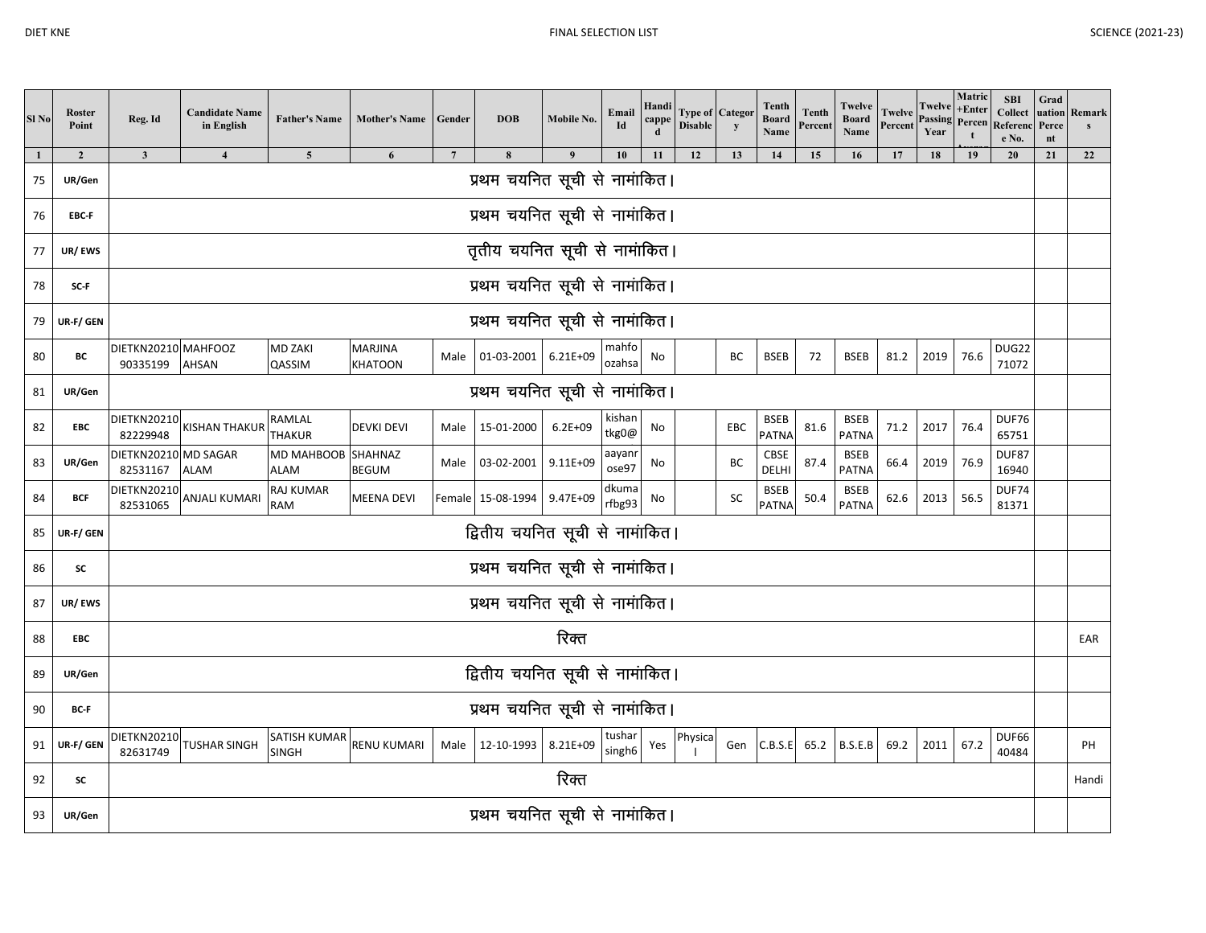| Sl No | Roster Point | Reg. Id | Candidate Name in English | Father's Name | Mother's Name | Gender | DOB | Mobile No. | Email Id | Handicapped | Type of Disable | Category | Tenth Board Name | Tenth Percent | Twelve Board Name | Twelve Percent | Twelve Passing Year | Matric +Enter Percent | SBI Collect Reference No. | Graduation Percent | Remarks |
|---|---|---|---|---|---|---|---|---|---|---|---|---|---|---|---|---|---|---|---|---|---|
| 1 | 2 | 3 | 4 | 5 | 6 | 7 | 8 | 9 | 10 | 11 | 12 | 13 | 14 | 15 | 16 | 17 | 18 | 19 | 20 | 21 | 22 |
| 75 | UR/Gen | प्रथम चयनित सूची से नामांकित। | | | | | | | | | | | | | | | | | | | |
| 76 | EBC-F | प्रथम चयनित सूची से नामांकित। | | | | | | | | | | | | | | | | | | | |
| 77 | UR/ EWS | तृतीय चयनित सूची से नामांकित। | | | | | | | | | | | | | | | | | | | |
| 78 | SC-F | प्रथम चयनित सूची से नामांकित। | | | | | | | | | | | | | | | | | | | |
| 79 | UR-F/ GEN | प्रथम चयनित सूची से नामांकित। | | | | | | | | | | | | | | | | | | | |
| 80 | BC | DIETKN20210 90335199 | MAHFOOZ AHSAN | MD ZAKI QASSIM | MARJINA KHATOON | Male | 01-03-2001 | 6.21E+09 | mahfo ozahsa | No | | BC | BSEB | 72 | BSEB | 81.2 | 2019 | 76.6 | DUG22 71072 | | |
| 81 | UR/Gen | प्रथम चयनित सूची से नामांकित। | | | | | | | | | | | | | | | | | | | |
| 82 | EBC | DIETKN20210 82229948 | KISHAN THAKUR | RAMLAL THAKUR | DEVKI DEVI | Male | 15-01-2000 | 6.2E+09 | kishan tkg0@ | No | | EBC | BSEB PATNA | 81.6 | BSEB PATNA | 71.2 | 2017 | 76.4 | DUF76 65751 | | |
| 83 | UR/Gen | DIETKN20210 82531167 | MD SAGAR ALAM | MD MAHBOOB ALAM | SHAHNAZ BEGUM | Male | 03-02-2001 | 9.11E+09 | aayanr ose97 | No | | BC | CBSE DELHI | 87.4 | BSEB PATNA | 66.4 | 2019 | 76.9 | DUF87 16940 | | |
| 84 | BCF | DIETKN20210 82531065 | ANJALI KUMARI | RAJ KUMAR RAM | MEENA DEVI | Female | 15-08-1994 | 9.47E+09 | dkuma rfbg93 | No | | SC | BSEB PATNA | 50.4 | BSEB PATNA | 62.6 | 2013 | 56.5 | DUF74 81371 | | |
| 85 | UR-F/ GEN | द्वितीय चयनित सूची से नामांकित। | | | | | | | | | | | | | | | | | | | |
| 86 | SC | प्रथम चयनित सूची से नामांकित। | | | | | | | | | | | | | | | | | | | |
| 87 | UR/ EWS | प्रथम चयनित सूची से नामांकित। | | | | | | | | | | | | | | | | | | | |
| 88 | EBC | रिक्त | | | | | | | | | | | | | | | | | | | EAR |
| 89 | UR/Gen | द्वितीय चयनित सूची से नामांकित। | | | | | | | | | | | | | | | | | | | |
| 90 | BC-F | प्रथम चयनित सूची से नामांकित। | | | | | | | | | | | | | | | | | | | |
| 91 | UR-F/ GEN | DIETKN20210 82631749 | TUSHAR SINGH | SATISH KUMAR SINGH | RENU KUMARI | Male | 12-10-1993 | 8.21E+09 | tushar singh6 | Yes | Physical | Gen | C.B.S.E | 65.2 | B.S.E.B | 69.2 | 2011 | 67.2 | DUF66 40484 | | PH |
| 92 | SC | रिक्त | | | | | | | | | | | | | | | | | | | Handi |
| 93 | UR/Gen | प्रथम चयनित सूची से नामांकित। | | | | | | | | | | | | | | | | | | | |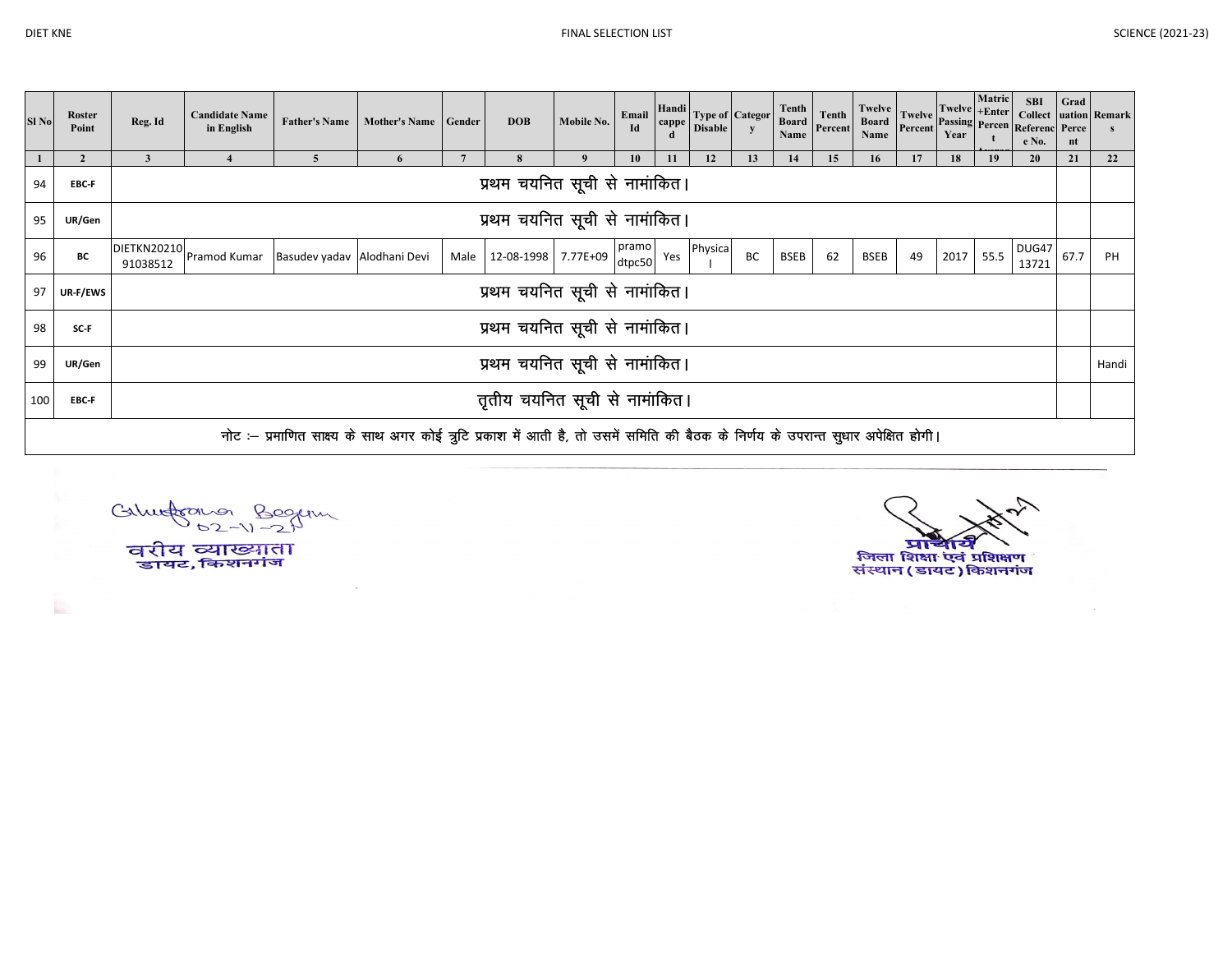| Sl No | Roster Point | Reg. Id | Candidate Name in English | Father's Name | Mother's Name | Gender | DOB | Mobile No. | Email Id | Handicapped | Type of Disable | Category | Tenth Board Name | Tenth Percent | Twelve Board Name | Twelve Percent | Twelve Passing Year | Matric +Enter Percent | SBI Collect Reference No. | Graduation Percent | Remarks |
|---|---|---|---|---|---|---|---|---|---|---|---|---|---|---|---|---|---|---|---|---|---|
| 1 | 2 | 3 | 4 | 5 | 6 | 7 | 8 | 9 | 10 | 11 | 12 | 13 | 14 | 15 | 16 | 17 | 18 | 19 | 20 | 21 | 22 |
| 94 | EBC-F | प्रथम चयनित सूची से नामांकित। | | | | | | | | | | | | | | | | | | | |
| 95 | UR/Gen | प्रथम चयनित सूची से नामांकित। | | | | | | | | | | | | | | | | | | | |
| 96 | BC | DIETKN2021091038512 | Pramod Kumar | Basudev yadav | Alodhani Devi | Male | 12-08-1998 | 7.77E+09 | pramodtpc50 | Yes | Physical | BC | BSEB | 62 | BSEB | 49 | 2017 | 55.5 | DUG4713721 | 67.7 | PH |
| 97 | UR-F/EWS | प्रथम चयनित सूची से नामांकित। | | | | | | | | | | | | | | | | | | | |
| 98 | SC-F | प्रथम चयनित सूची से नामांकित। | | | | | | | | | | | | | | | | | | | |
| 99 | UR/Gen | प्रथम चयनित सूची से नामांकित। | | | | | | | | | | | | | | | | | | | Handi |
| 100 | EBC-F | तृतीय चयनित सूची से नामांकित। | | | | | | | | | | | | | | | | | | | |

नोट :– प्रमाणित साक्ष्य के साथ अगर कोई त्रुटि प्रकाश में आती है, तो उसमें समिति की बैठक के निर्णय के उपरान्त सुधार अपेक्षित होगी।

Gulshana Begum
02-11-21
वरीय व्याख्याता
डायट, किशनगंज

प्राचार्य
जिला शिक्षा एवं प्रशिक्षण
संस्थान (डायट) किशनगंज